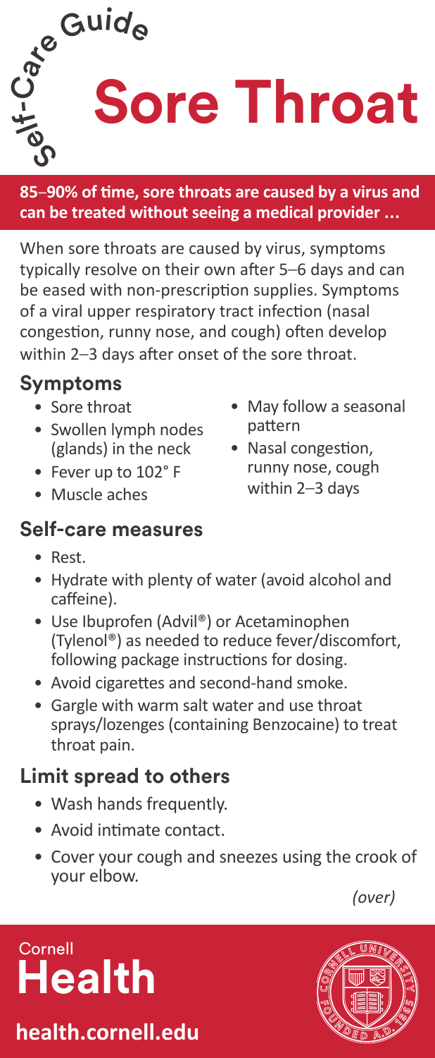Self-Care Guide

# Sore Throat

**85–90% of time, sore throats are caused by a virus and can be treated without seeing a medical provider ...**

When sore throats are caused by virus, symptoms typically resolve on their own after 5–6 days and can be eased with non-prescription supplies. Symptoms of a viral upper respiratory tract infection (nasal congestion, runny nose, and cough) often develop within 2–3 days after onset of the sore throat.

## Symptoms

- Sore throat
- Swollen lymph nodes (glands) in the neck
- Fever up to 102° F
- Muscle aches
- May follow a seasonal pattern
- Nasal congestion, runny nose, cough within 2–3 days

## Self-care measures

- Rest.
- Hydrate with plenty of water (avoid alcohol and caffeine).
- Use Ibuprofen (Advil®) or Acetaminophen (Tylenol®) as needed to reduce fever/discomfort, following package instructions for dosing.
- Avoid cigarettes and second-hand smoke.
- Gargle with warm salt water and use throat sprays/lozenges (containing Benzocaine) to treat throat pain.

## Limit spread to others

- Wash hands frequently.
- Avoid intimate contact.
- Cover your cough and sneezes using the crook of your elbow.

*(over)*

Cornell Health

**health.cornell.edu**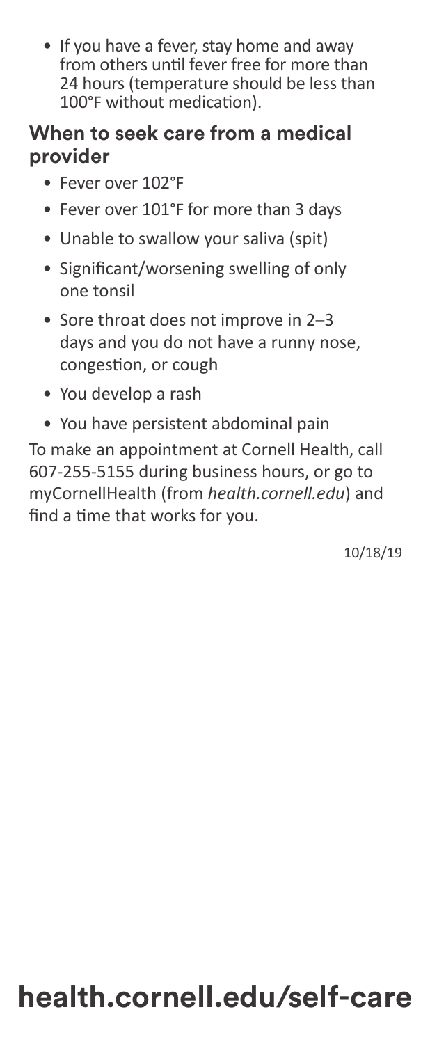- If you have a fever, stay home and away from others until fever free for more than 24 hours (temperature should be less than 100°F without medication).

## When to seek care from a medical provider

- Fever over 102°F
- Fever over 101°F for more than 3 days
- Unable to swallow your saliva (spit)
- Significant/worsening swelling of only one tonsil
- Sore throat does not improve in 2–3 days and you do not have a runny nose, congestion, or cough
- You develop a rash
- You have persistent abdominal pain

To make an appointment at Cornell Health, call 607-255-5155 during business hours, or go to myCornellHealth (from *health.cornell.edu*) and find a time that works for you.

10/18/19

**health.cornell.edu/self-care**